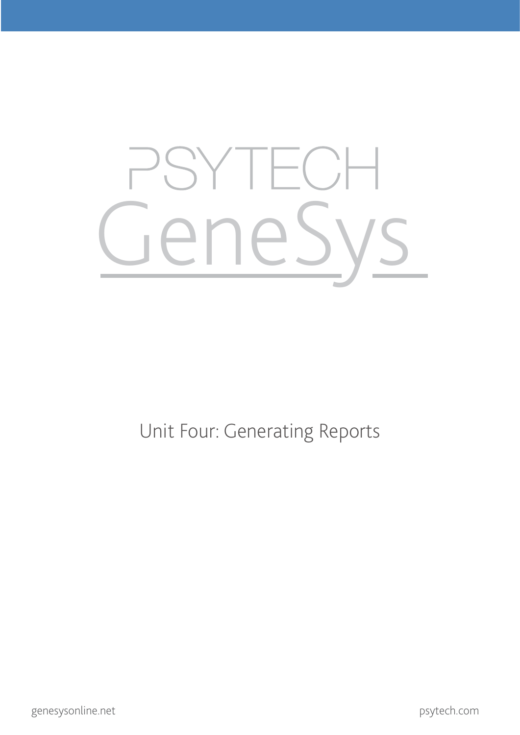# PSYTECH GeneSys

## Unit Four: Generating Reports

genesysonline.net

psytech.com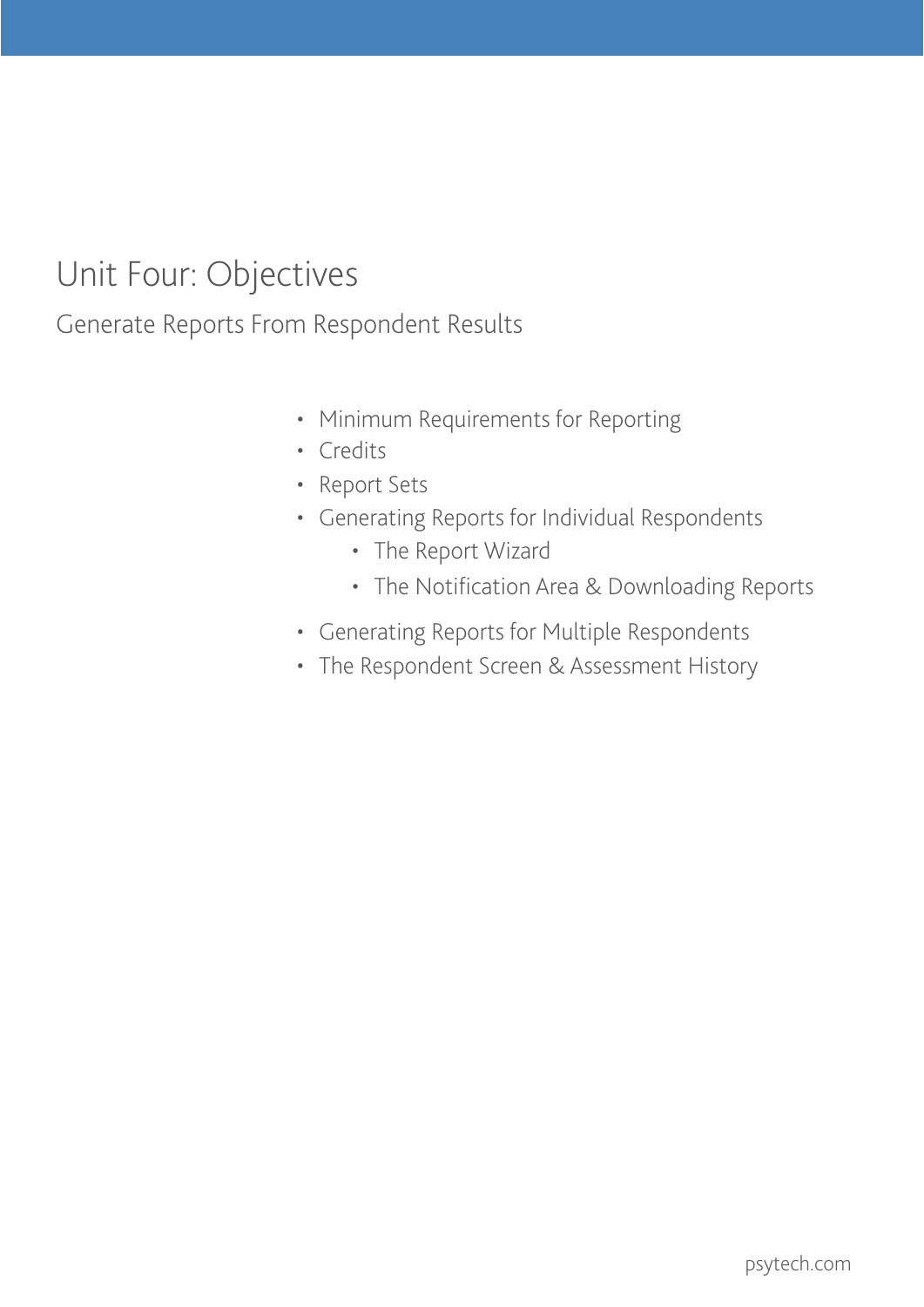# Unit Four: Objectives

## Generate Reports From Respondent Results

- Minimum Requirements for Reporting
- Credits
- Report Sets
- Generating Reports for Individual Respondents
    - The Report Wizard
    - The Notification Area & Downloading Reports
- Generating Reports for Multiple Respondents
- The Respondent Screen & Assessment History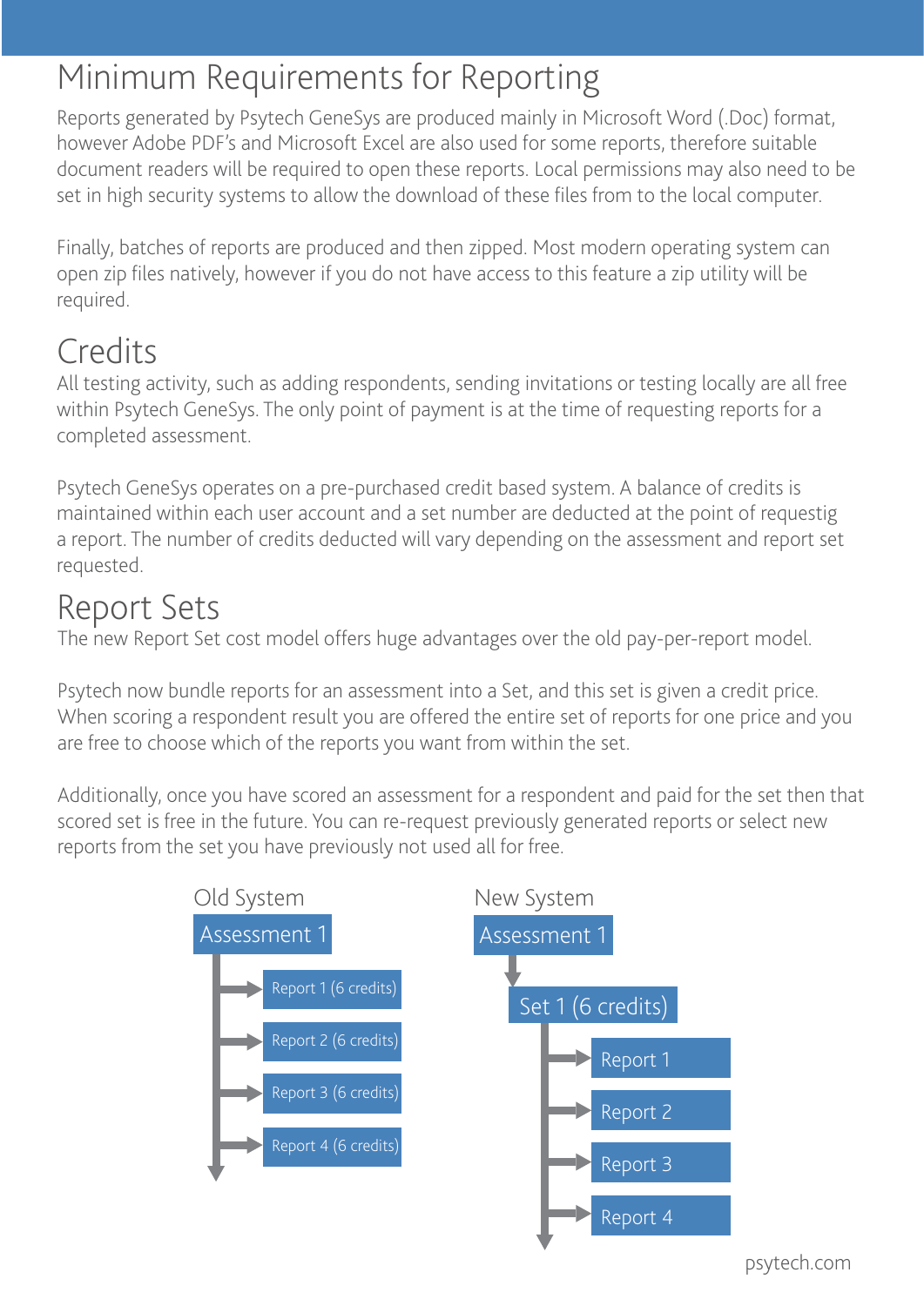# Minimum Requirements for Reporting

Reports generated by Psytech GeneSys are produced mainly in Microsoft Word (.Doc) format, however Adobe PDF's and Microsoft Excel are also used for some reports, therefore suitable document readers will be required to open these reports. Local permissions may also need to be set in high security systems to allow the download of these files from to the local computer.

Finally, batches of reports are produced and then zipped. Most modern operating system can open zip files natively, however if you do not have access to this feature a zip utility will be required.

# Credits

All testing activity, such as adding respondents, sending invitations or testing locally are all free within Psytech GeneSys. The only point of payment is at the time of requesting reports for a completed assessment.

Psytech GeneSys operates on a pre-purchased credit based system. A balance of credits is maintained within each user account and a set number are deducted at the point of requestig a report. The number of credits deducted will vary depending on the assessment and report set requested.

# Report Sets

The new Report Set cost model offers huge advantages over the old pay-per-report model.

Psytech now bundle reports for an assessment into a Set, and this set is given a credit price. When scoring a respondent result you are offered the entire set of reports for one price and you are free to choose which of the reports you want from within the set.

Additionally, once you have scored an assessment for a respondent and paid for the set then that scored set is free in the future. You can re-request previously generated reports or select new reports from the set you have previously not used all for free.

Old System

- Assessment 1
  - Report 1 (6 credits)
  - Report 2 (6 credits)
  - Report 3 (6 credits)
  - Report 4 (6 credits)

New System

- Assessment 1
  - Set 1 (6 credits)
    - Report 1
    - Report 2
    - Report 3
    - Report 4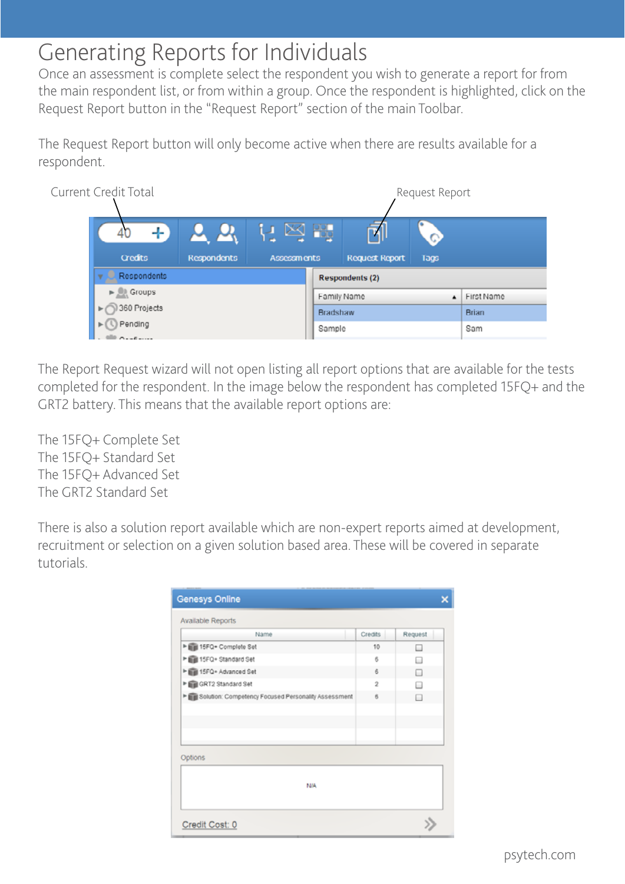# Generating Reports for Individuals

Once an assessment is complete select the respondent you wish to generate a report for from the main respondent list, or from within a group. Once the respondent is highlighted, click on the Request Report button in the "Request Report" section of the main Toolbar.

The Request Report button will only become active when there are results available for a respondent.

Current Credit Total

Request Report

The Report Request wizard will not open listing all report options that are available for the tests completed for the respondent. In the image below the respondent has completed 15FQ+ and the GRT2 battery. This means that the available report options are:

The 15FQ+ Complete Set
The 15FQ+ Standard Set
The 15FQ+ Advanced Set
The GRT2 Standard Set

There is also a solution report available which are non-expert reports aimed at development, recruitment or selection on a given solution based area. These will be covered in separate tutorials.

psytech.com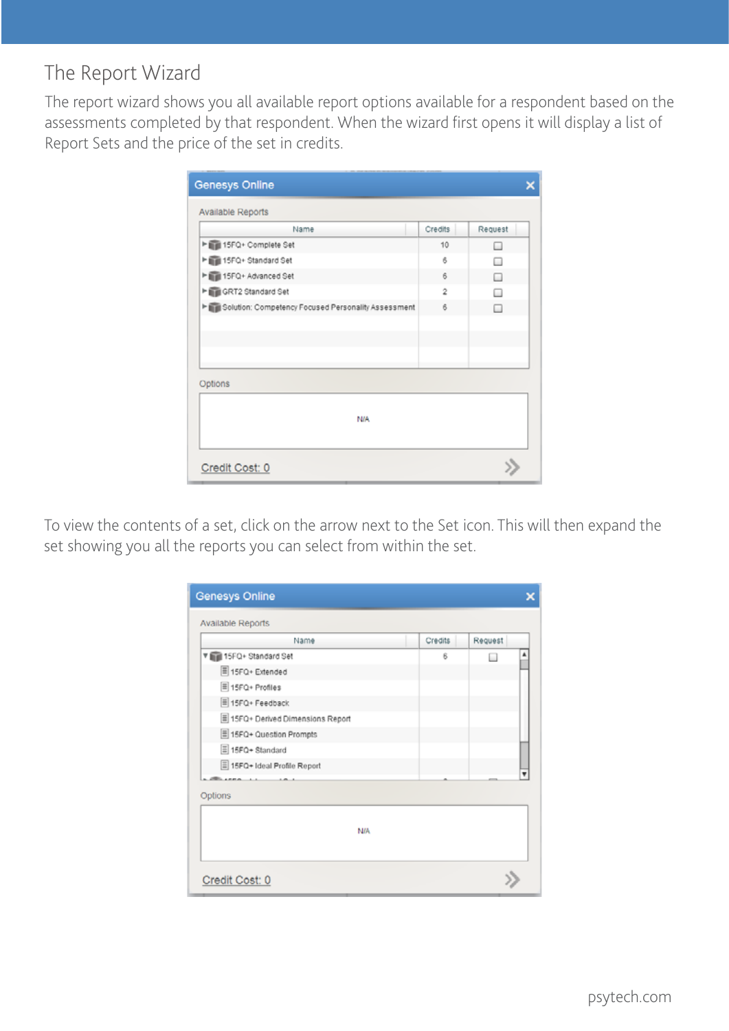# The Report Wizard

The report wizard shows you all available report options available for a respondent based on the assessments completed by that respondent. When the wizard first opens it will display a list of Report Sets and the price of the set in credits.

| Name | Credits | Request |
| --- | --- | --- |
| 15FQ+ Complete Set | 10 | ☐ |
| 15FQ+ Standard Set | 6 | ☐ |
| 15FQ+ Advanced Set | 6 | ☐ |
| GRT2 Standard Set | 2 | ☐ |
| Solution: Competency Focused Personality Assessment | 6 | ☐ |

To view the contents of a set, click on the arrow next to the Set icon. This will then expand the set showing you all the reports you can select from within the set.

| Name | Credits | Request |
| --- | --- | --- |
| 15FQ+ Standard Set | 6 | ☐ |
| 15FQ+ Extended | | |
| 15FQ+ Profiles | | |
| 15FQ+ Feedback | | |
| 15FQ+ Derived Dimensions Report | | |
| 15FQ+ Question Prompts | | |
| 15FQ+ Standard | | |
| 15FQ+ Ideal Profile Report | | |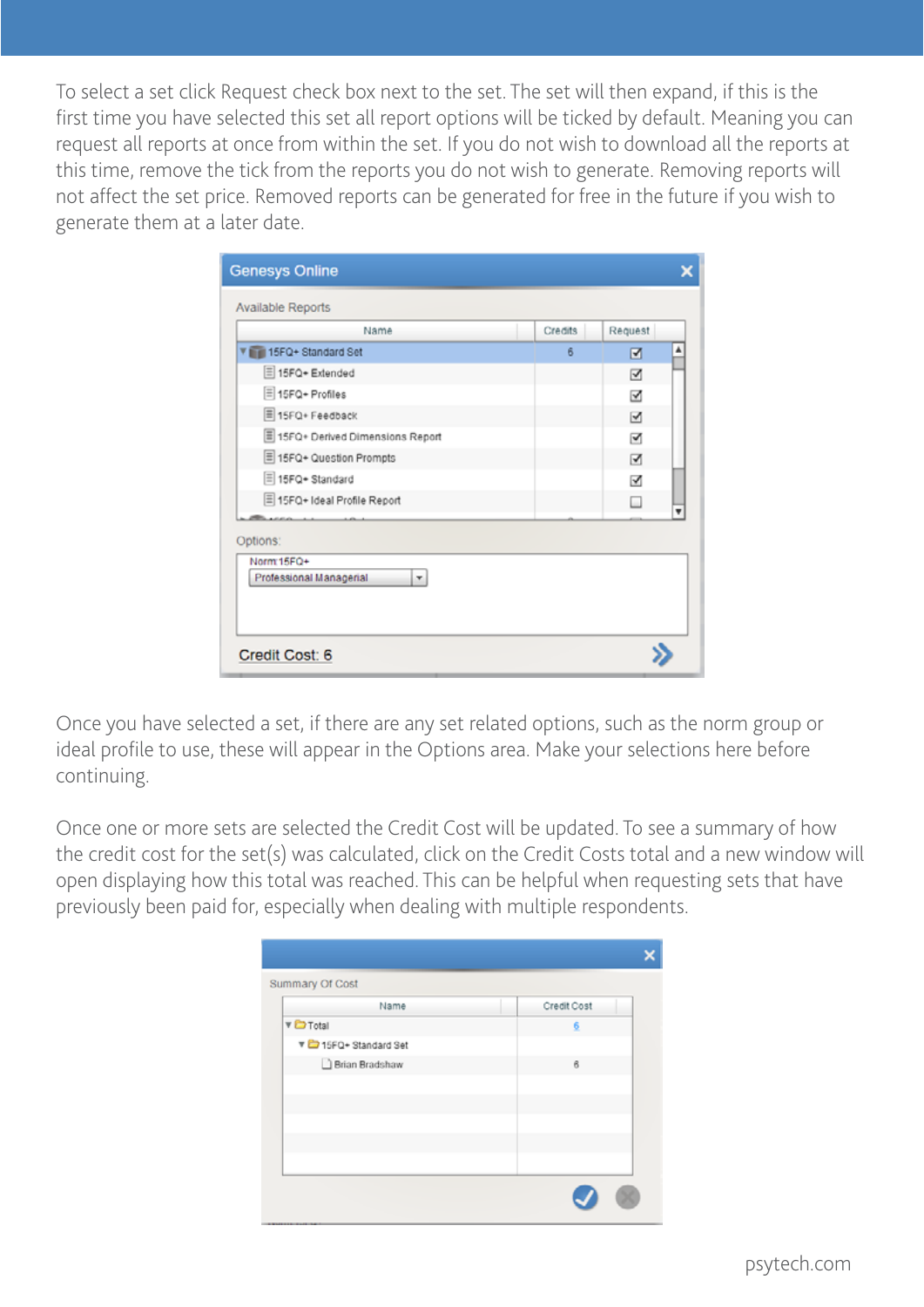To select a set click Request check box next to the set. The set will then expand, if this is the first time you have selected this set all report options will be ticked by default. Meaning you can request all reports at once from within the set. If you do not wish to download all the reports at this time, remove the tick from the reports you do not wish to generate. Removing reports will not affect the set price. Removed reports can be generated for free in the future if you wish to generate them at a later date.

Once you have selected a set, if there are any set related options, such as the norm group or ideal profile to use, these will appear in the Options area. Make your selections here before continuing.

Once one or more sets are selected the Credit Cost will be updated. To see a summary of how the credit cost for the set(s) was calculated, click on the Credit Costs total and a new window will open displaying how this total was reached. This can be helpful when requesting sets that have previously been paid for, especially when dealing with multiple respondents.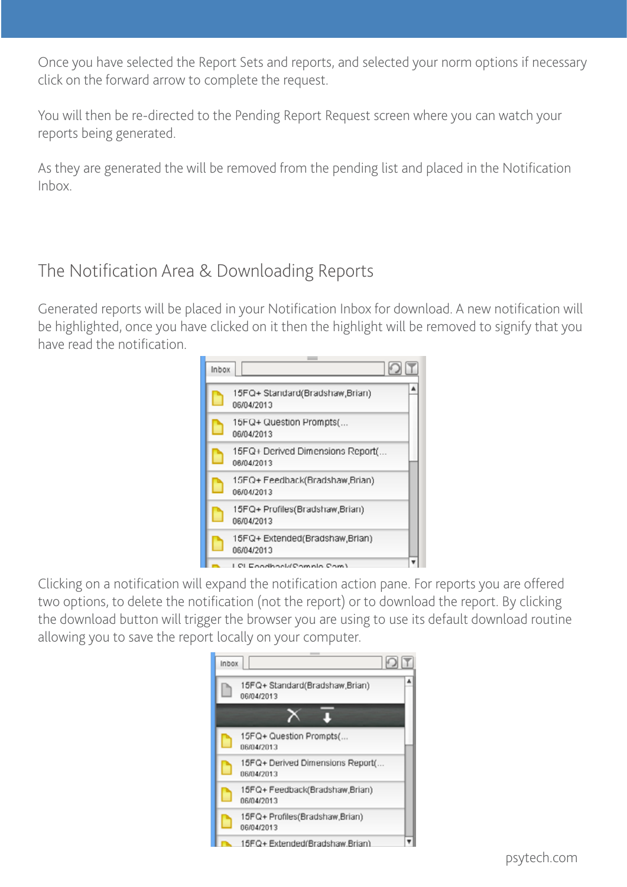Once you have selected the Report Sets and reports, and selected your norm options if necessary click on the forward arrow to complete the request.

You will then be re-directed to the Pending Report Request screen where you can watch your reports being generated.

As they are generated the will be removed from the pending list and placed in the Notification Inbox.

## The Notification Area & Downloading Reports

Generated reports will be placed in your Notification Inbox for download. A new notification will be highlighted, once you have clicked on it then the highlight will be removed to signify that you have read the notification.

Clicking on a notification will expand the notification action pane. For reports you are offered two options, to delete the notification (not the report) or to download the report. By clicking the download button will trigger the browser you are using to use its default download routine allowing you to save the report locally on your computer.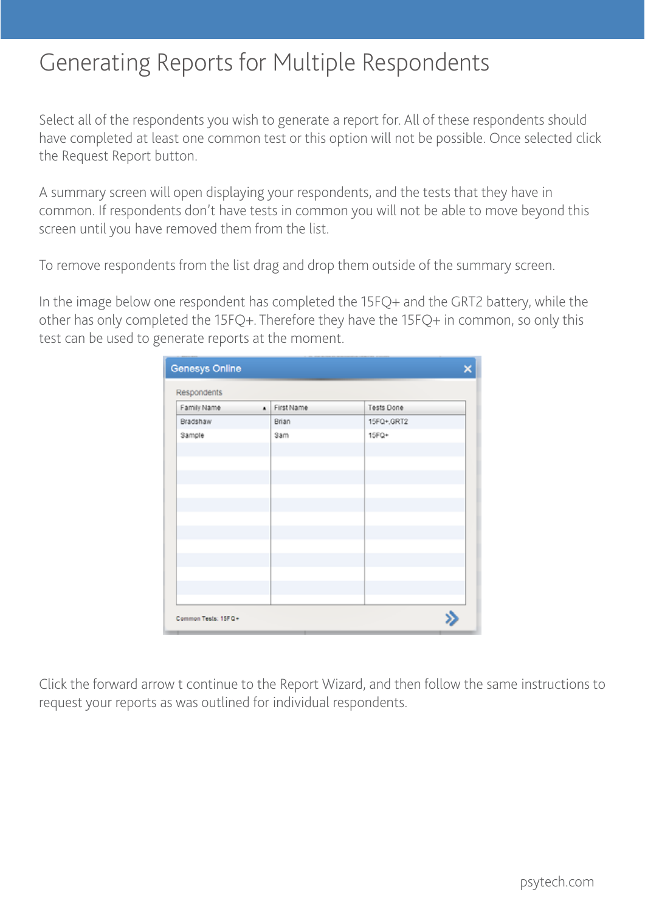# Generating Reports for Multiple Respondents

Select all of the respondents you wish to generate a report for. All of these respondents should have completed at least one common test or this option will not be possible. Once selected click the Request Report button.

A summary screen will open displaying your respondents, and the tests that they have in common. If respondents don't have tests in common you will not be able to move beyond this screen until you have removed them from the list.

To remove respondents from the list drag and drop them outside of the summary screen.

In the image below one respondent has completed the 15FQ+ and the GRT2 battery, while the other has only completed the 15FQ+. Therefore they have the 15FQ+ in common, so only this test can be used to generate reports at the moment.

Genesys Online

Respondents

| Family Name | First Name | Tests Done |
| --- | --- | --- |
| Bradshaw | Brian | 15FQ+,GRT2 |
| Sample | Sam | 15FQ+ |

Common Tests: 15FQ+

Click the forward arrow t continue to the Report Wizard, and then follow the same instructions to request your reports as was outlined for individual respondents.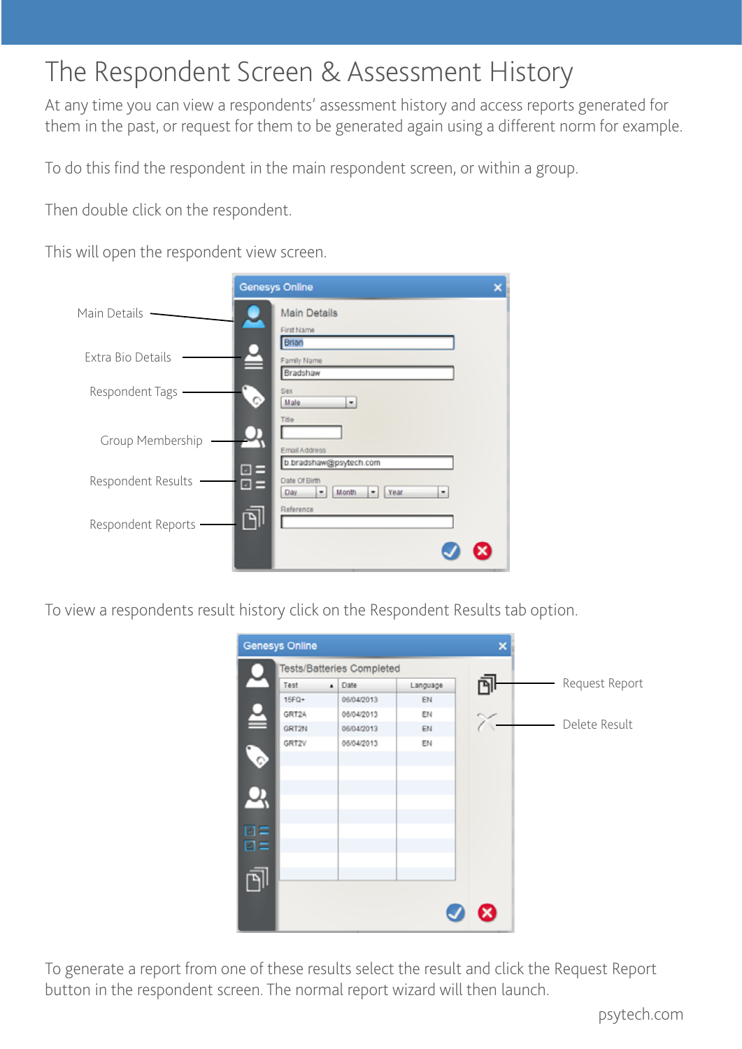# The Respondent Screen & Assessment History

At any time you can view a respondents' assessment history and access reports generated for them in the past, or request for them to be generated again using a different norm for example.

To do this find the respondent in the main respondent screen, or within a group.

Then double click on the respondent.

This will open the respondent view screen.

Main Details

Extra Bio Details

Respondent Tags

Group Membership

Respondent Results

Respondent Reports

Genesys Online

Main Details

First Name: Brian

Family Name: Bradshaw

Sex: Male

Title

Email Address: b.bradshaw@psytech.com

Date Of Birth: Day / Month / Year

Reference

To view a respondents result history click on the Respondent Results tab option.

Genesys Online

Tests/Batteries Completed

| Test | Date | Language |
| --- | --- | --- |
| 15FQ+ | 06/04/2013 | EN |
| GRT2A | 06/04/2013 | EN |
| GRT2N | 06/04/2013 | EN |
| GRT2V | 06/04/2013 | EN |

Request Report

Delete Result

To generate a report from one of these results select the result and click the Request Report button in the respondent screen. The normal report wizard will then launch.

psytech.com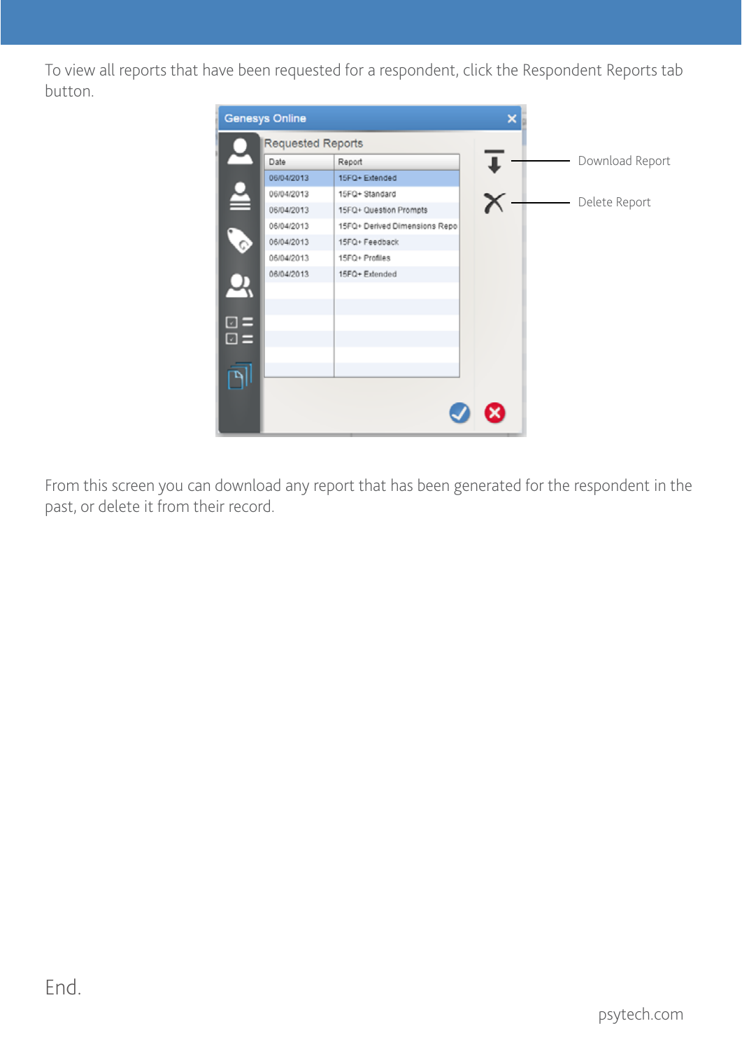To view all reports that have been requested for a respondent, click the Respondent Reports tab button.

From this screen you can download any report that has been generated for the respondent in the past, or delete it from their record.

End.